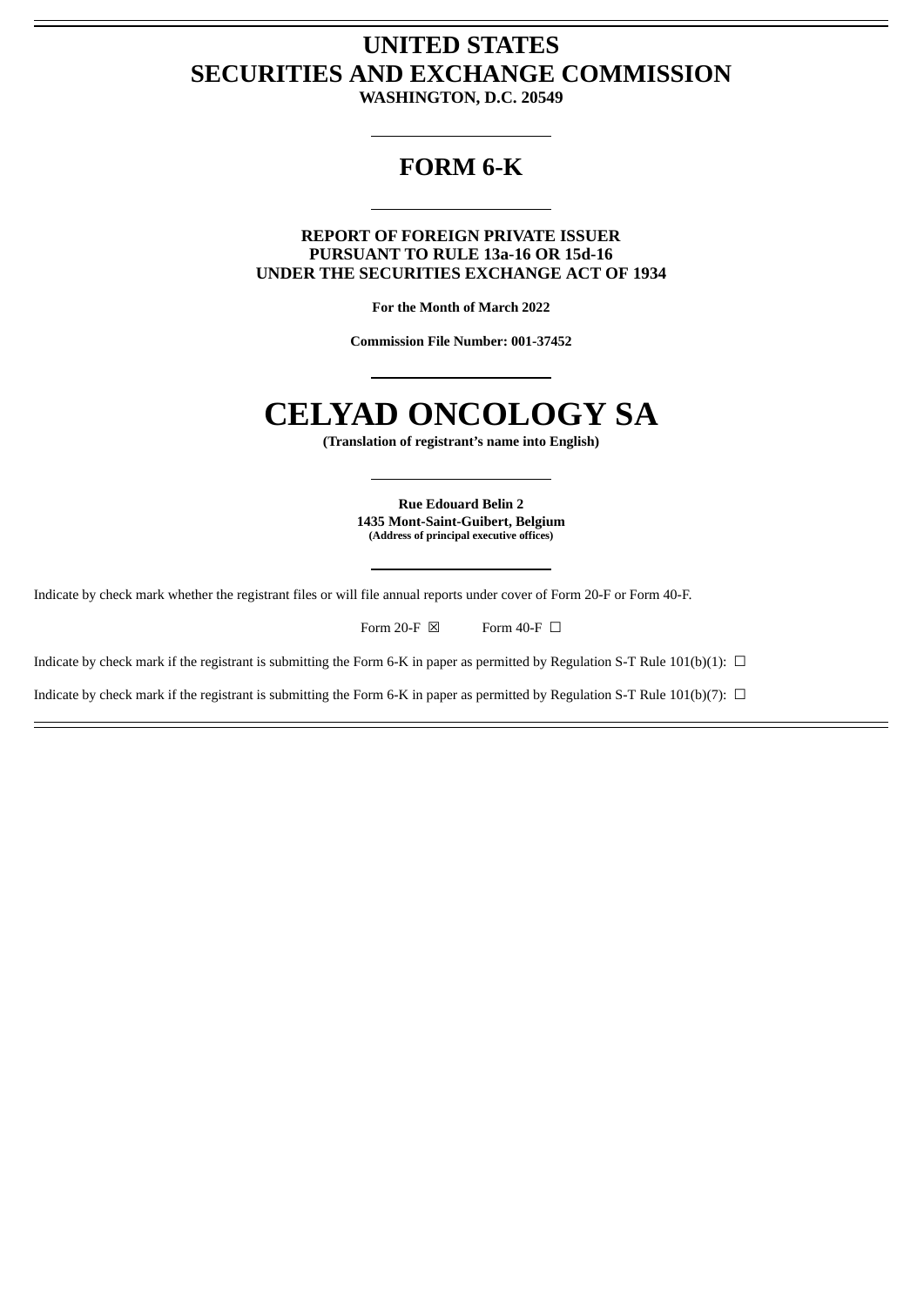# UNITED STATES
# SECURITIES AND EXCHANGE COMMISSION

**WASHINGTON, D.C. 20549**

---

## FORM 6-K

---

**REPORT OF FOREIGN PRIVATE ISSUER**
**PURSUANT TO RULE 13a-16 OR 15d-16**
**UNDER THE SECURITIES EXCHANGE ACT OF 1934**

**For the Month of March 2022**

**Commission File Number: 001-37452**

---

# CELYAD ONCOLOGY SA

**(Translation of registrant's name into English)**

---

**Rue Edouard Belin 2**
**1435 Mont-Saint-Guibert, Belgium**
**(Address of principal executive offices)**

---

Indicate by check mark whether the registrant files or will file annual reports under cover of Form 20-F or Form 40-F.

Form 20-F ☒ Form 40-F ☐

Indicate by check mark if the registrant is submitting the Form 6-K in paper as permitted by Regulation S-T Rule 101(b)(1): ☐

Indicate by check mark if the registrant is submitting the Form 6-K in paper as permitted by Regulation S-T Rule 101(b)(7): ☐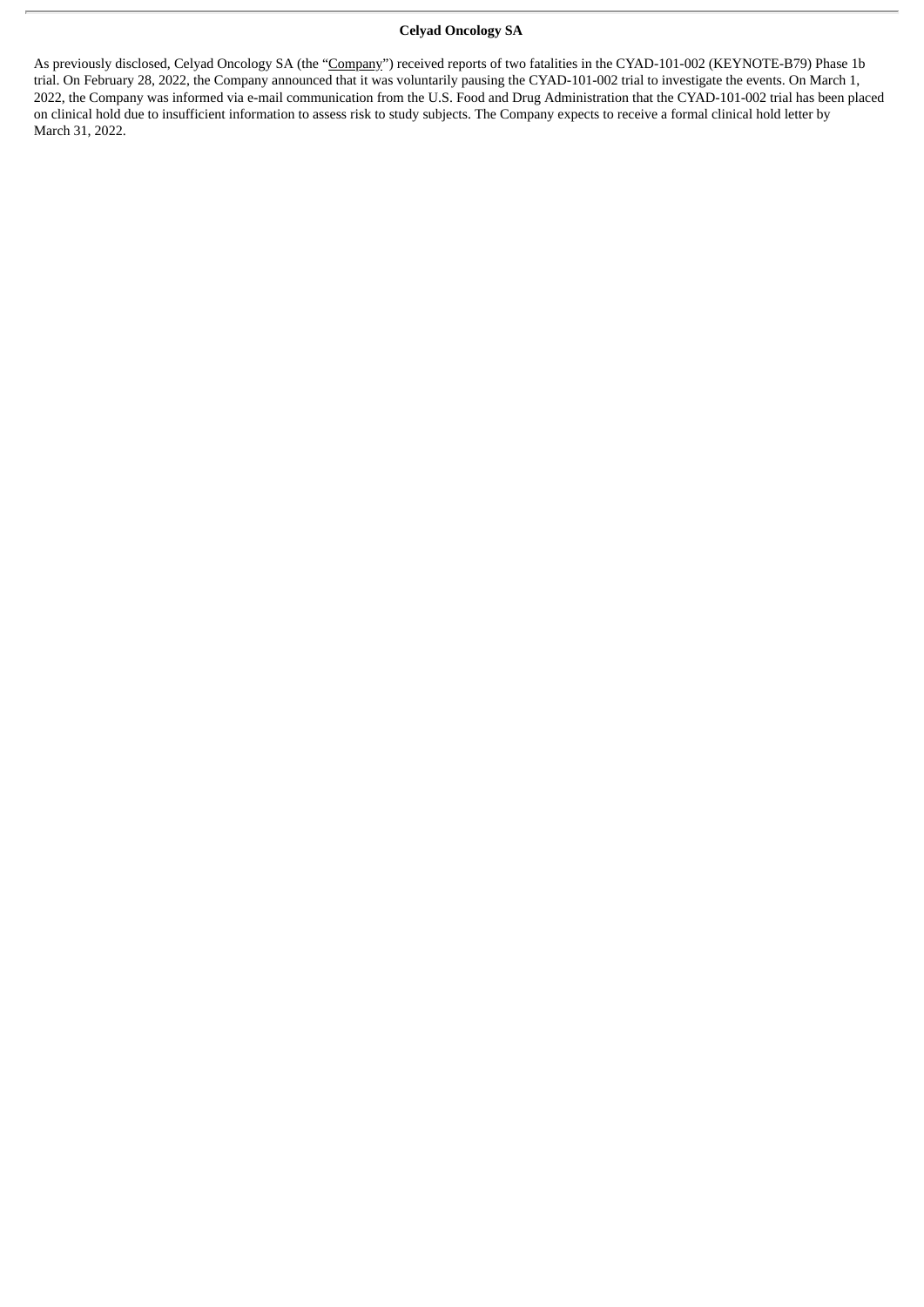**Celyad Oncology SA**

As previously disclosed, Celyad Oncology SA (the "Company") received reports of two fatalities in the CYAD-101-002 (KEYNOTE-B79) Phase 1b trial. On February 28, 2022, the Company announced that it was voluntarily pausing the CYAD-101-002 trial to investigate the events. On March 1, 2022, the Company was informed via e-mail communication from the U.S. Food and Drug Administration that the CYAD-101-002 trial has been placed on clinical hold due to insufficient information to assess risk to study subjects. The Company expects to receive a formal clinical hold letter by March 31, 2022.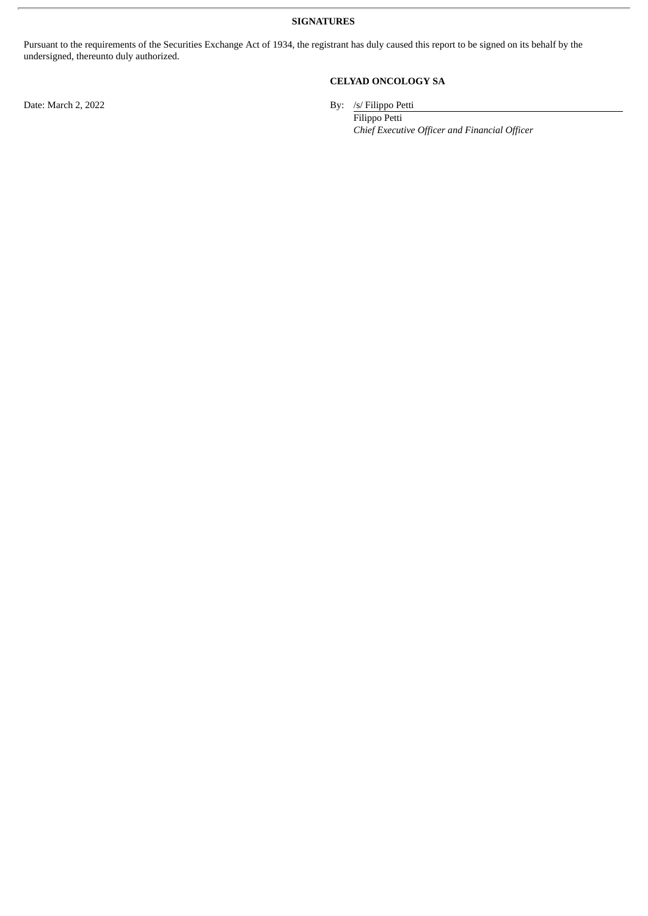**SIGNATURES**

Pursuant to the requirements of the Securities Exchange Act of 1934, the registrant has duly caused this report to be signed on its behalf by the undersigned, thereunto duly authorized.

**CELYAD ONCOLOGY SA**

Date: March 2, 2022

By: /s/ Filippo Petti
Filippo Petti
*Chief Executive Officer and Financial Officer*